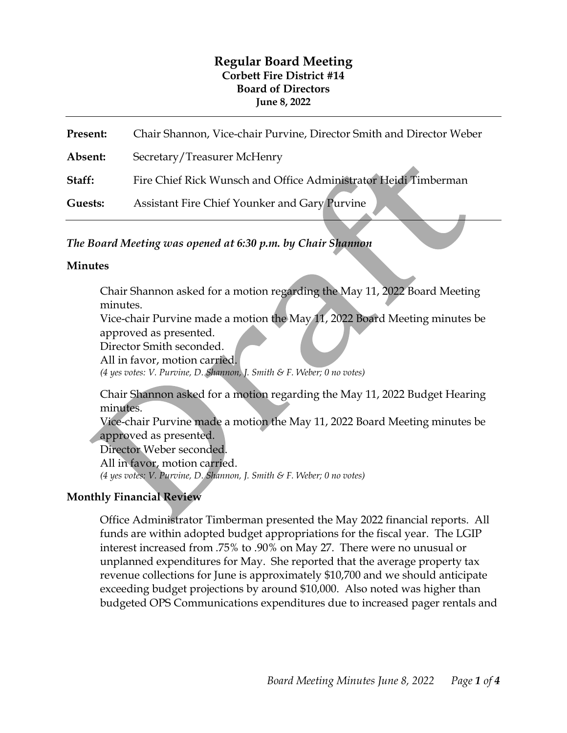# Regular Board Meeting

## Corbett Fire District #14

## Board of Directors

**June 8, 2022**

| | |
|---|---|
| **Present:** | Chair Shannon, Vice-chair Purvine, Director Smith and Director Weber |
| **Absent:** | Secretary/Treasurer McHenry |
| **Staff:** | Fire Chief Rick Wunsch and Office Administrator Heidi Timberman |
| **Guests:** | Assistant Fire Chief Younker and Gary Purvine |

***The Board Meeting was opened at 6:30 p.m. by Chair Shannon***

### Minutes

Chair Shannon asked for a motion regarding the May 11, 2022 Board Meeting minutes.
Vice-chair Purvine made a motion the May 11, 2022 Board Meeting minutes be approved as presented.
Director Smith seconded.
All in favor, motion carried.
*(4 yes votes: V. Purvine, D. Shannon, J. Smith & F. Weber; 0 no votes)*

Chair Shannon asked for a motion regarding the May 11, 2022 Budget Hearing minutes.
Vice-chair Purvine made a motion the May 11, 2022 Board Meeting minutes be approved as presented.
Director Weber seconded.
All in favor, motion carried.
*(4 yes votes: V. Purvine, D. Shannon, J. Smith & F. Weber; 0 no votes)*

### Monthly Financial Review

Office Administrator Timberman presented the May 2022 financial reports. All funds are within adopted budget appropriations for the fiscal year. The LGIP interest increased from .75% to .90% on May 27. There were no unusual or unplanned expenditures for May. She reported that the average property tax revenue collections for June is approximately $10,700 and we should anticipate exceeding budget projections by around $10,000. Also noted was higher than budgeted OPS Communications expenditures due to increased pager rentals and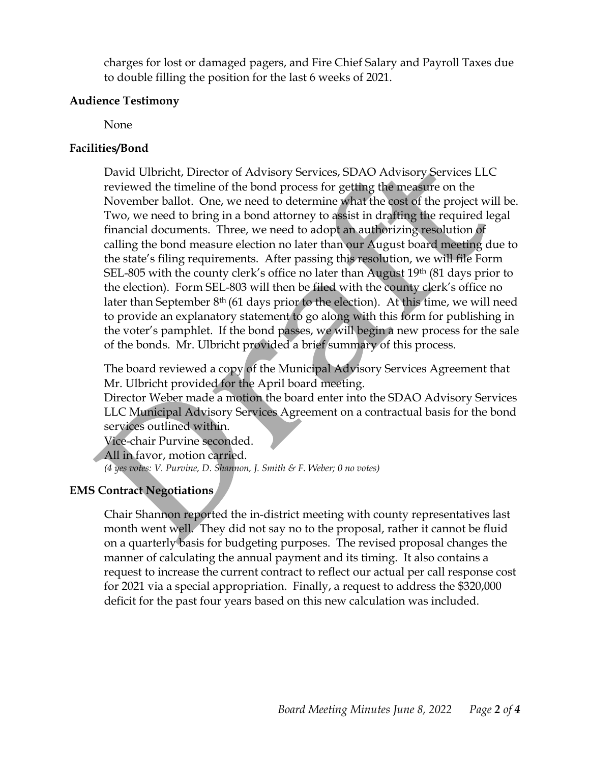charges for lost or damaged pagers, and Fire Chief Salary and Payroll Taxes due to double filling the position for the last 6 weeks of 2021.

**Audience Testimony**

None

**Facilities/Bond**

David Ulbricht, Director of Advisory Services, SDAO Advisory Services LLC reviewed the timeline of the bond process for getting the measure on the November ballot. One, we need to determine what the cost of the project will be. Two, we need to bring in a bond attorney to assist in drafting the required legal financial documents. Three, we need to adopt an authorizing resolution of calling the bond measure election no later than our August board meeting due to the state's filing requirements. After passing this resolution, we will file Form SEL-805 with the county clerk's office no later than August 19th (81 days prior to the election). Form SEL-803 will then be filed with the county clerk's office no later than September 8th (61 days prior to the election). At this time, we will need to provide an explanatory statement to go along with this form for publishing in the voter's pamphlet. If the bond passes, we will begin a new process for the sale of the bonds. Mr. Ulbricht provided a brief summary of this process.

The board reviewed a copy of the Municipal Advisory Services Agreement that Mr. Ulbricht provided for the April board meeting.
Director Weber made a motion the board enter into the SDAO Advisory Services LLC Municipal Advisory Services Agreement on a contractual basis for the bond services outlined within.
Vice-chair Purvine seconded.
All in favor, motion carried.
*(4 yes votes: V. Purvine, D. Shannon, J. Smith & F. Weber; 0 no votes)*

**EMS Contract Negotiations**

Chair Shannon reported the in-district meeting with county representatives last month went well. They did not say no to the proposal, rather it cannot be fluid on a quarterly basis for budgeting purposes. The revised proposal changes the manner of calculating the annual payment and its timing. It also contains a request to increase the current contract to reflect our actual per call response cost for 2021 via a special appropriation. Finally, a request to address the $320,000 deficit for the past four years based on this new calculation was included.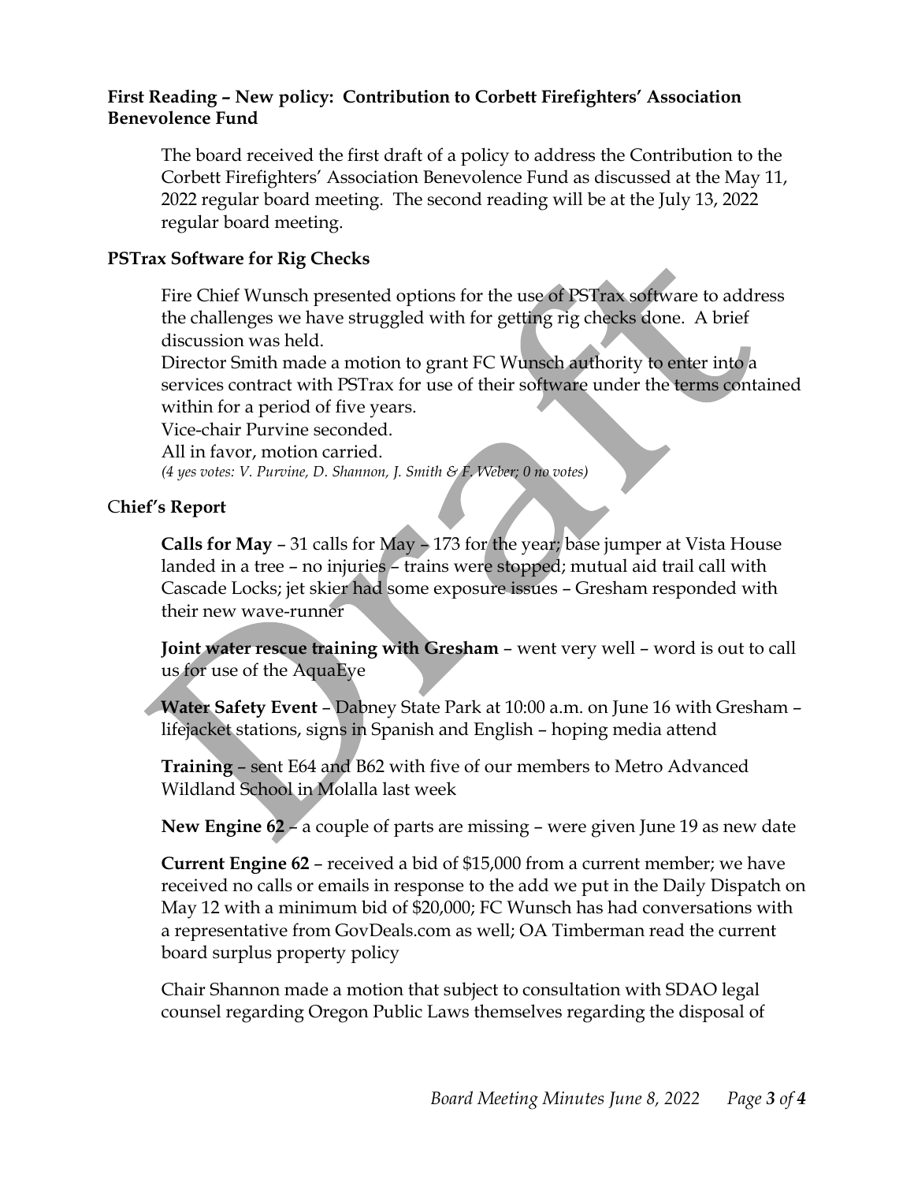**First Reading – New policy: Contribution to Corbett Firefighters' Association Benevolence Fund**

The board received the first draft of a policy to address the Contribution to the Corbett Firefighters' Association Benevolence Fund as discussed at the May 11, 2022 regular board meeting. The second reading will be at the July 13, 2022 regular board meeting.

**PSTrax Software for Rig Checks**

Fire Chief Wunsch presented options for the use of PSTrax software to address the challenges we have struggled with for getting rig checks done. A brief discussion was held.
Director Smith made a motion to grant FC Wunsch authority to enter into a services contract with PSTrax for use of their software under the terms contained within for a period of five years.
Vice-chair Purvine seconded.
All in favor, motion carried.
*(4 yes votes: V. Purvine, D. Shannon, J. Smith & F. Weber; 0 no votes)*

**Chief's Report**

**Calls for May** – 31 calls for May – 173 for the year; base jumper at Vista House landed in a tree – no injuries – trains were stopped; mutual aid trail call with Cascade Locks; jet skier had some exposure issues – Gresham responded with their new wave-runner

**Joint water rescue training with Gresham** – went very well – word is out to call us for use of the AquaEye

**Water Safety Event** – Dabney State Park at 10:00 a.m. on June 16 with Gresham – lifejacket stations, signs in Spanish and English – hoping media attend

**Training** – sent E64 and B62 with five of our members to Metro Advanced Wildland School in Molalla last week

**New Engine 62** – a couple of parts are missing – were given June 19 as new date

**Current Engine 62** – received a bid of $15,000 from a current member; we have received no calls or emails in response to the add we put in the Daily Dispatch on May 12 with a minimum bid of $20,000; FC Wunsch has had conversations with a representative from GovDeals.com as well; OA Timberman read the current board surplus property policy

Chair Shannon made a motion that subject to consultation with SDAO legal counsel regarding Oregon Public Laws themselves regarding the disposal of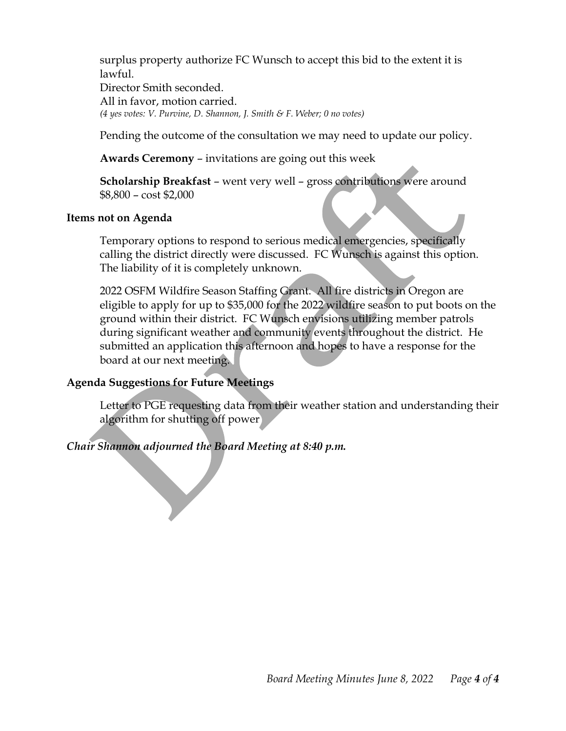surplus property authorize FC Wunsch to accept this bid to the extent it is lawful.
Director Smith seconded.
All in favor, motion carried.
*(4 yes votes: V. Purvine, D. Shannon, J. Smith & F. Weber; 0 no votes)*

Pending the outcome of the consultation we may need to update our policy.

**Awards Ceremony** – invitations are going out this week

**Scholarship Breakfast** – went very well – gross contributions were around $8,800 – cost $2,000

**Items not on Agenda**

Temporary options to respond to serious medical emergencies, specifically calling the district directly were discussed. FC Wunsch is against this option. The liability of it is completely unknown.

2022 OSFM Wildfire Season Staffing Grant. All fire districts in Oregon are eligible to apply for up to $35,000 for the 2022 wildfire season to put boots on the ground within their district. FC Wunsch envisions utilizing member patrols during significant weather and community events throughout the district. He submitted an application this afternoon and hopes to have a response for the board at our next meeting.

**Agenda Suggestions for Future Meetings**

Letter to PGE requesting data from their weather station and understanding their algorithm for shutting off power

***Chair Shannon adjourned the Board Meeting at 8:40 p.m.***